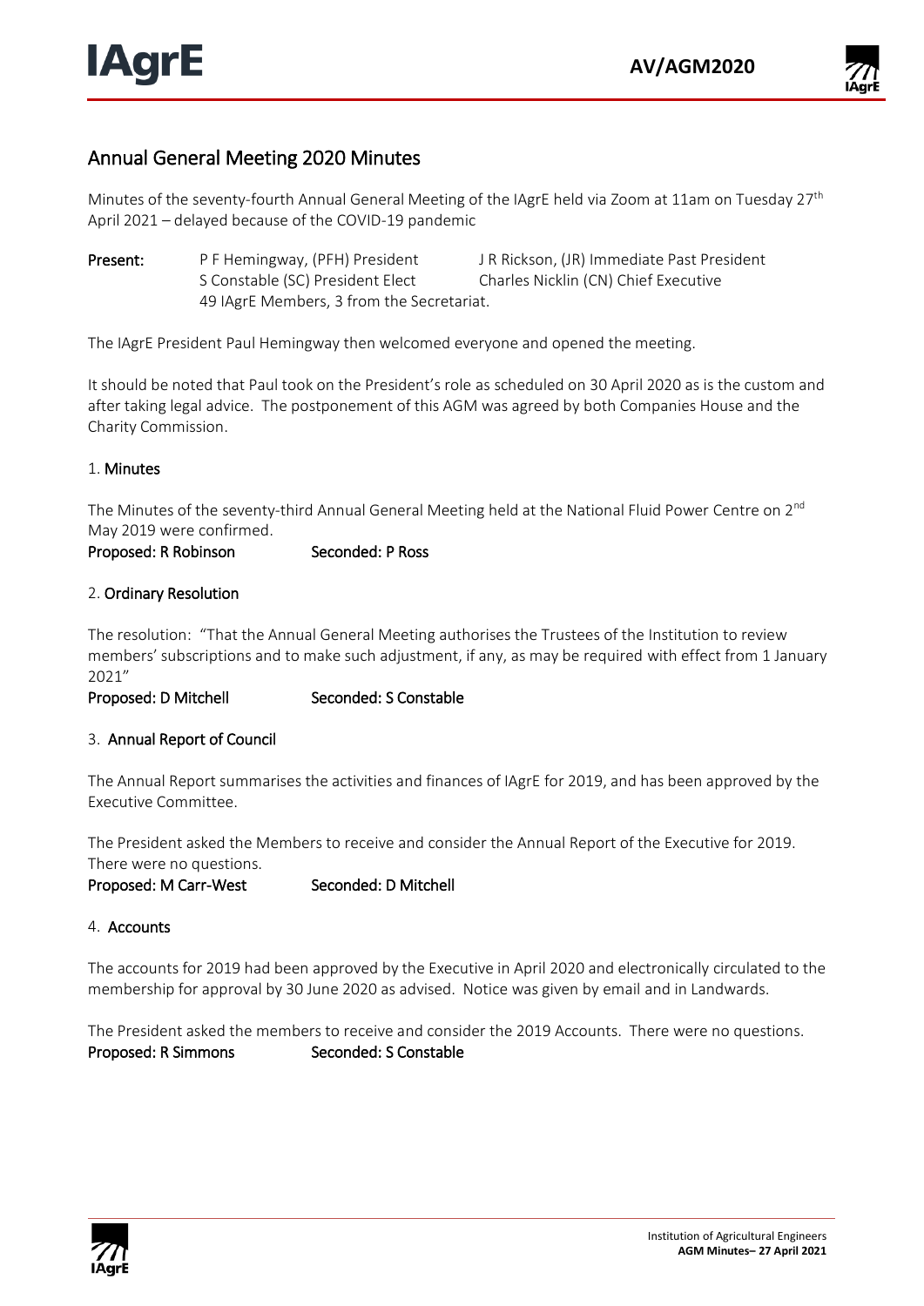# Annual General Meeting 2020 Minutes

Minutes of the seventy-fourth Annual General Meeting of the IAgrE held via Zoom at 11am on Tuesday 27th April 2021 – delayed because of the COVID-19 pandemic

**Present:**

| | |
|---|---|
| P F Hemingway, (PFH) President | J R Rickson, (JR) Immediate Past President |
| S Constable (SC) President Elect | Charles Nicklin (CN) Chief Executive |
| 49 IAgrE Members, 3 from the Secretariat. | |

The IAgrE President Paul Hemingway then welcomed everyone and opened the meeting.

It should be noted that Paul took on the President's role as scheduled on 30 April 2020 as is the custom and after taking legal advice. The postponement of this AGM was agreed by both Companies House and the Charity Commission.

## 1. Minutes

The Minutes of the seventy-third Annual General Meeting held at the National Fluid Power Centre on 2nd May 2019 were confirmed.

**Proposed: R Robinson** **Seconded: P Ross**

## 2. Ordinary Resolution

The resolution: "That the Annual General Meeting authorises the Trustees of the Institution to review members' subscriptions and to make such adjustment, if any, as may be required with effect from 1 January 2021"

**Proposed: D Mitchell** **Seconded: S Constable**

## 3. Annual Report of Council

The Annual Report summarises the activities and finances of IAgrE for 2019, and has been approved by the Executive Committee.

The President asked the Members to receive and consider the Annual Report of the Executive for 2019. There were no questions.

**Proposed: M Carr-West** **Seconded: D Mitchell**

## 4. Accounts

The accounts for 2019 had been approved by the Executive in April 2020 and electronically circulated to the membership for approval by 30 June 2020 as advised. Notice was given by email and in Landwards.

The President asked the members to receive and consider the 2019 Accounts. There were no questions.

**Proposed: R Simmons** **Seconded: S Constable**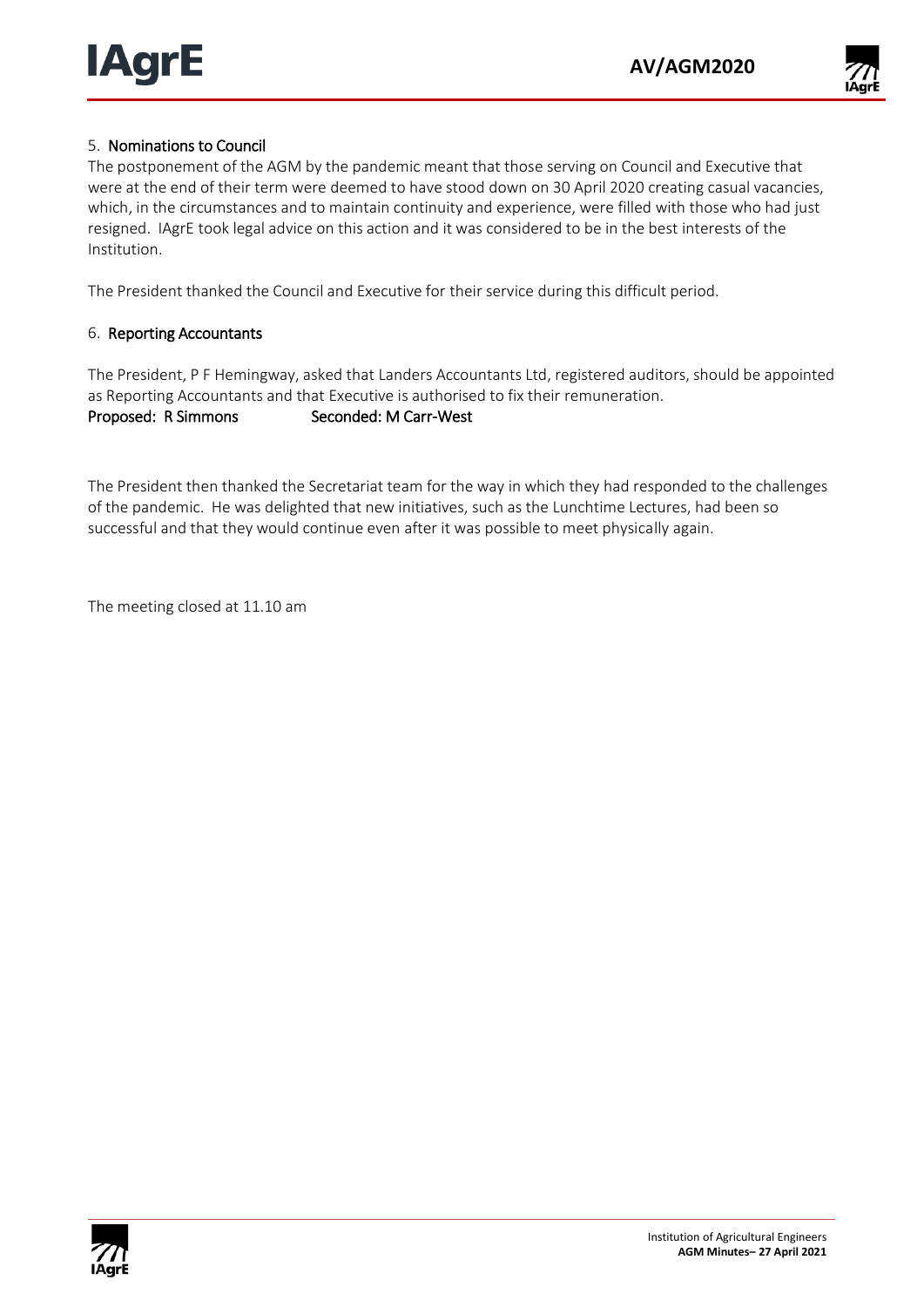## 5. Nominations to Council

The postponement of the AGM by the pandemic meant that those serving on Council and Executive that were at the end of their term were deemed to have stood down on 30 April 2020 creating casual vacancies, which, in the circumstances and to maintain continuity and experience, were filled with those who had just resigned. IAgrE took legal advice on this action and it was considered to be in the best interests of the Institution.

The President thanked the Council and Executive for their service during this difficult period.

## 6. Reporting Accountants

The President, P F Hemingway, asked that Landers Accountants Ltd, registered auditors, should be appointed as Reporting Accountants and that Executive is authorised to fix their remuneration.

**Proposed: R Simmons** **Seconded: M Carr-West**

The President then thanked the Secretariat team for the way in which they had responded to the challenges of the pandemic. He was delighted that new initiatives, such as the Lunchtime Lectures, had been so successful and that they would continue even after it was possible to meet physically again.

The meeting closed at 11.10 am